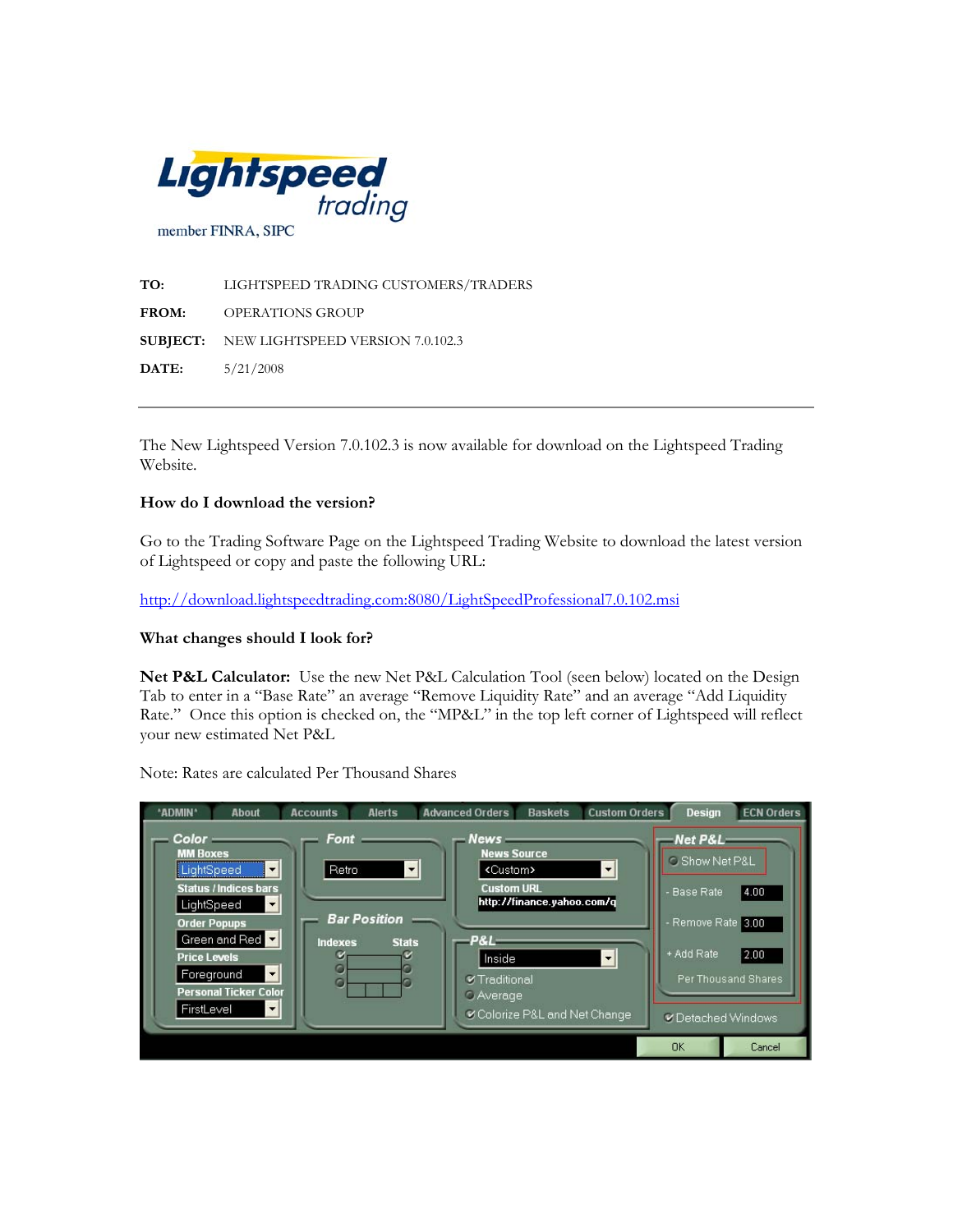Lightspeed trading

member FINRA, SIPC

**TO:** LIGHTSPEED TRADING CUSTOMERS/TRADERS

**FROM:** OPERATIONS GROUP

**SUBJECT:** NEW LIGHTSPEED VERSION 7.0.102.3

**DATE:** 5/21/2008

---

The New Lightspeed Version 7.0.102.3 is now available for download on the Lightspeed Trading Website.

**How do I download the version?**

Go to the Trading Software Page on the Lightspeed Trading Website to download the latest version of Lightspeed or copy and paste the following URL:

http://download.lightspeedtrading.com:8080/LightSpeedProfessional7.0.102.msi

**What changes should I look for?**

**Net P&L Calculator:** Use the new Net P&L Calculation Tool (seen below) located on the Design Tab to enter in a "Base Rate" an average "Remove Liquidity Rate" and an average "Add Liquidity Rate." Once this option is checked on, the "MP&L" in the top left corner of Lightspeed will reflect your new estimated Net P&L

Note: Rates are calculated Per Thousand Shares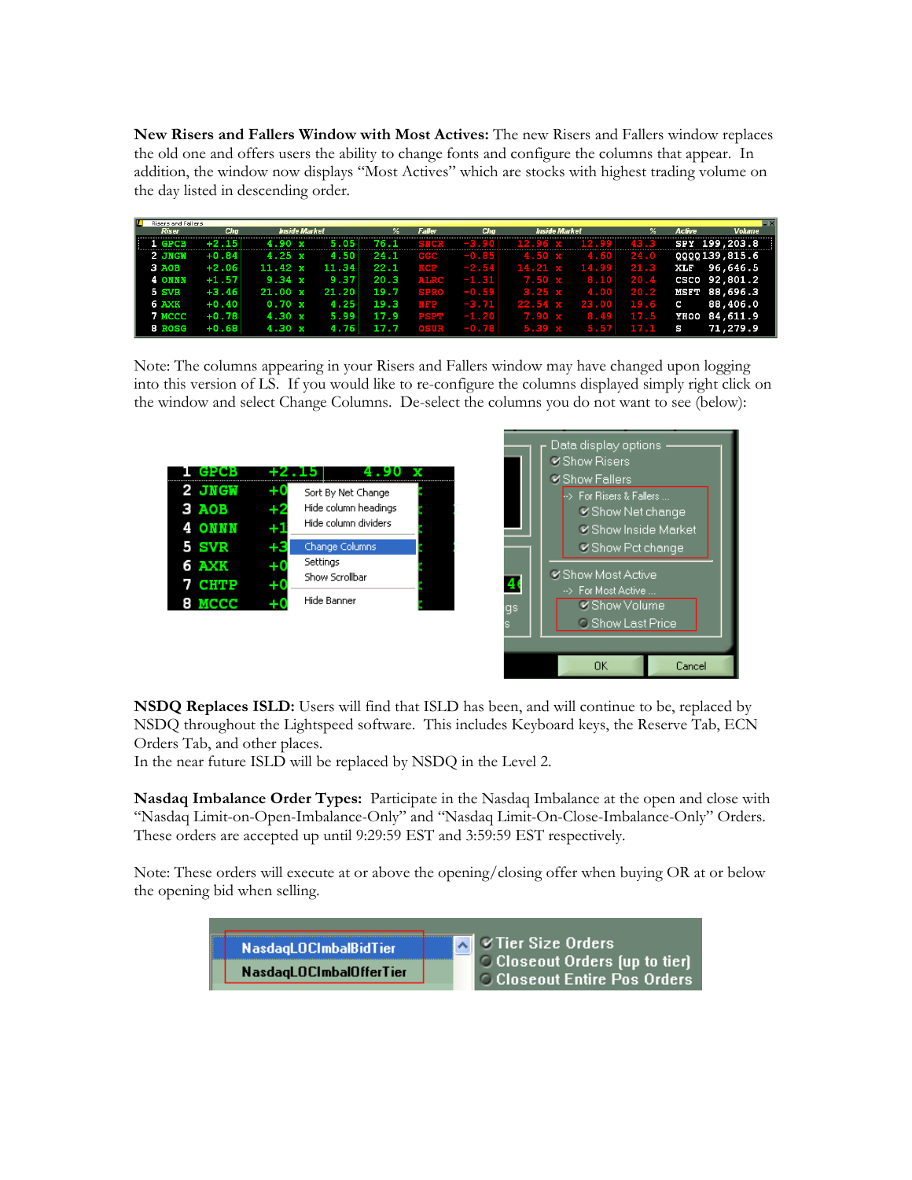**New Risers and Fallers Window with Most Actives:** The new Risers and Fallers window replaces the old one and offers users the ability to change fonts and configure the columns that appear. In addition, the window now displays "Most Actives" which are stocks with highest trading volume on the day listed in descending order.

Note: The columns appearing in your Risers and Fallers window may have changed upon logging into this version of LS. If you would like to re-configure the columns displayed simply right click on the window and select Change Columns. De-select the columns you do not want to see (below):

**NSDQ Replaces ISLD:** Users will find that ISLD has been, and will continue to be, replaced by NSDQ throughout the Lightspeed software. This includes Keyboard keys, the Reserve Tab, ECN Orders Tab, and other places.
In the near future ISLD will be replaced by NSDQ in the Level 2.

**Nasdaq Imbalance Order Types:** Participate in the Nasdaq Imbalance at the open and close with "Nasdaq Limit-on-Open-Imbalance-Only" and "Nasdaq Limit-On-Close-Imbalance-Only" Orders. These orders are accepted up until 9:29:59 EST and 3:59:59 EST respectively.

Note: These orders will execute at or above the opening/closing offer when buying OR at or below the opening bid when selling.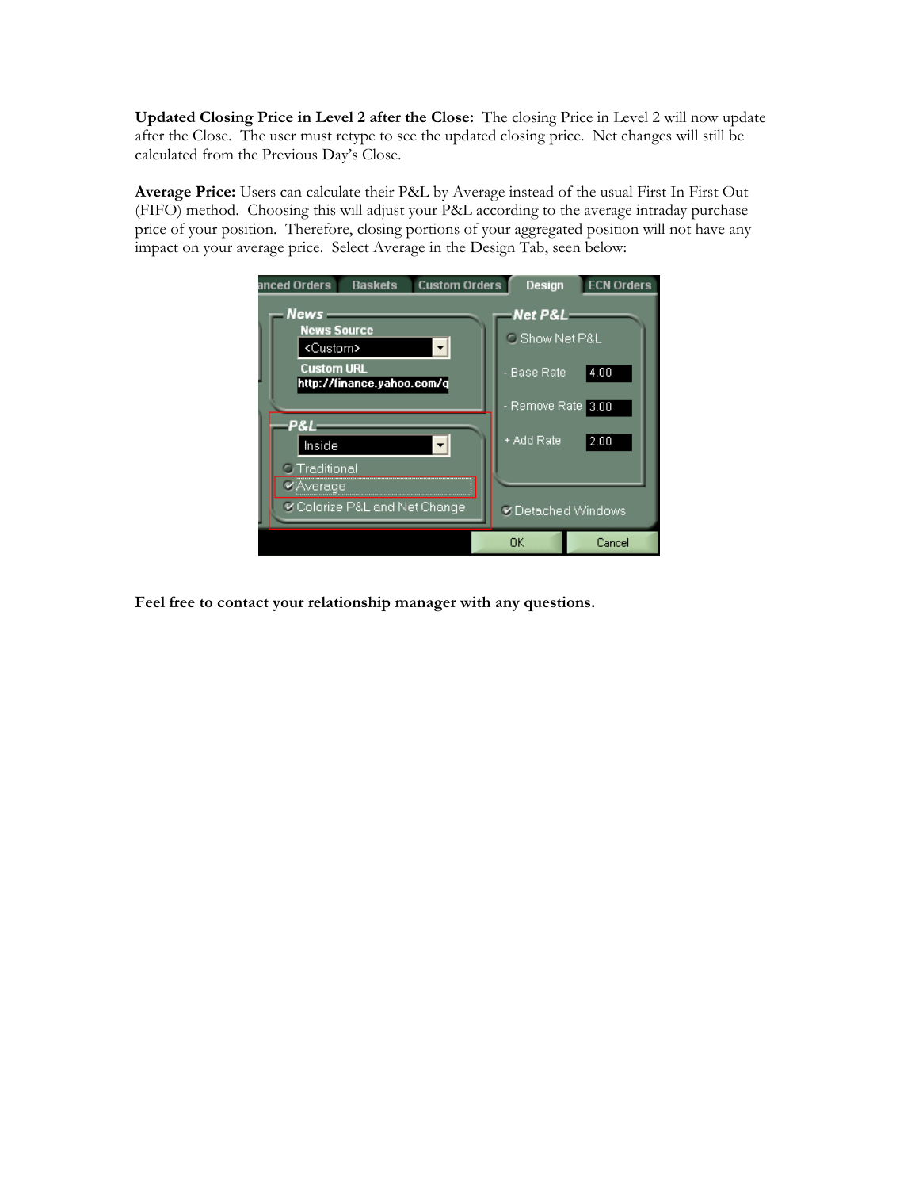**Updated Closing Price in Level 2 after the Close:** The closing Price in Level 2 will now update after the Close. The user must retype to see the updated closing price. Net changes will still be calculated from the Previous Day's Close.

**Average Price:** Users can calculate their P&L by Average instead of the usual First In First Out (FIFO) method. Choosing this will adjust your P&L according to the average intraday purchase price of your position. Therefore, closing portions of your aggregated position will not have any impact on your average price. Select Average in the Design Tab, seen below:

anced Orders
Baskets
Custom Orders
Design
ECN Orders

News
News Source
<Custom>
Custom URL
http://finance.yahoo.com/q

P&L
Inside
Traditional
Average
Colorize P&L and Net Change

Net P&L
Show Net P&L
- Base Rate 4.00
- Remove Rate 3.00
+ Add Rate 2.00

Detached Windows

OK
Cancel

**Feel free to contact your relationship manager with any questions.**